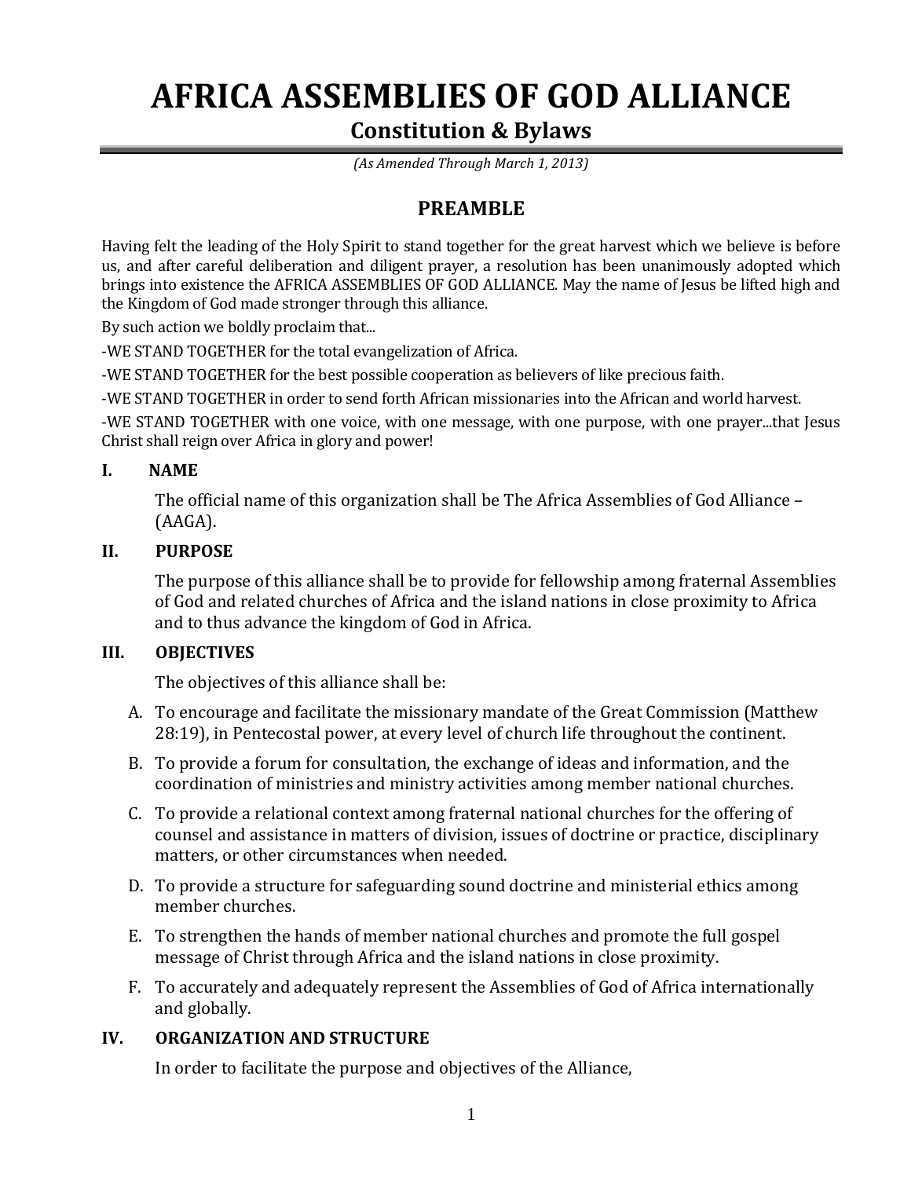# AFRICA ASSEMBLIES OF GOD ALLIANCE

## Constitution & Bylaws

*(As Amended Through March 1, 2013)*

## PREAMBLE

Having felt the leading of the Holy Spirit to stand together for the great harvest which we believe is before us, and after careful deliberation and diligent prayer, a resolution has been unanimously adopted which brings into existence the AFRICA ASSEMBLIES OF GOD ALLIANCE. May the name of Jesus be lifted high and the Kingdom of God made stronger through this alliance.

By such action we boldly proclaim that...

-WE STAND TOGETHER for the total evangelization of Africa.

-WE STAND TOGETHER for the best possible cooperation as believers of like precious faith.

-WE STAND TOGETHER in order to send forth African missionaries into the African and world harvest.

-WE STAND TOGETHER with one voice, with one message, with one purpose, with one prayer...that Jesus Christ shall reign over Africa in glory and power!

### I. NAME

The official name of this organization shall be The Africa Assemblies of God Alliance – (AAGA).

### II. PURPOSE

The purpose of this alliance shall be to provide for fellowship among fraternal Assemblies of God and related churches of Africa and the island nations in close proximity to Africa and to thus advance the kingdom of God in Africa.

### III. OBJECTIVES

The objectives of this alliance shall be:

A. To encourage and facilitate the missionary mandate of the Great Commission (Matthew 28:19), in Pentecostal power, at every level of church life throughout the continent.

B. To provide a forum for consultation, the exchange of ideas and information, and the coordination of ministries and ministry activities among member national churches.

C. To provide a relational context among fraternal national churches for the offering of counsel and assistance in matters of division, issues of doctrine or practice, disciplinary matters, or other circumstances when needed.

D. To provide a structure for safeguarding sound doctrine and ministerial ethics among member churches.

E. To strengthen the hands of member national churches and promote the full gospel message of Christ through Africa and the island nations in close proximity.

F. To accurately and adequately represent the Assemblies of God of Africa internationally and globally.

### IV. ORGANIZATION AND STRUCTURE

In order to facilitate the purpose and objectives of the Alliance,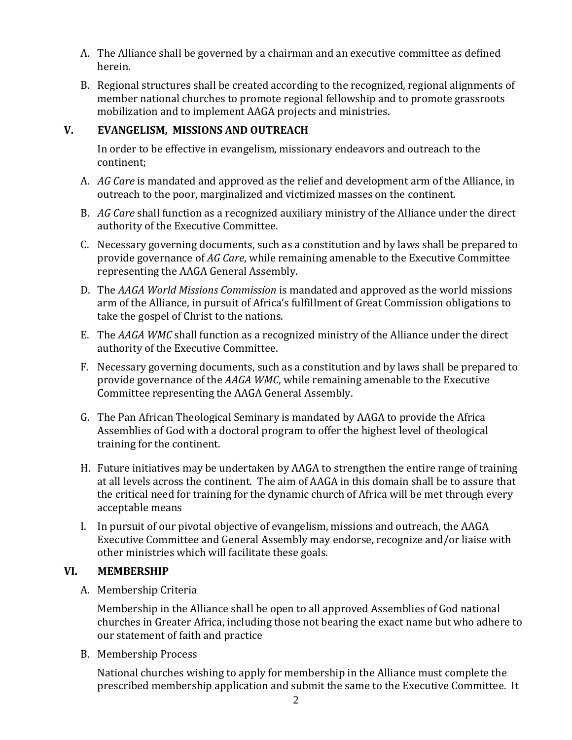A. The Alliance shall be governed by a chairman and an executive committee as defined herein.

B. Regional structures shall be created according to the recognized, regional alignments of member national churches to promote regional fellowship and to promote grassroots mobilization and to implement AAGA projects and ministries.

## V. EVANGELISM, MISSIONS AND OUTREACH

In order to be effective in evangelism, missionary endeavors and outreach to the continent;

A. *AG Care* is mandated and approved as the relief and development arm of the Alliance, in outreach to the poor, marginalized and victimized masses on the continent.

B. *AG Care* shall function as a recognized auxiliary ministry of the Alliance under the direct authority of the Executive Committee.

C. Necessary governing documents, such as a constitution and by laws shall be prepared to provide governance of *AG Care*, while remaining amenable to the Executive Committee representing the AAGA General Assembly.

D. The *AAGA World Missions Commission* is mandated and approved as the world missions arm of the Alliance, in pursuit of Africa's fulfillment of Great Commission obligations to take the gospel of Christ to the nations.

E. The *AAGA WMC* shall function as a recognized ministry of the Alliance under the direct authority of the Executive Committee.

F. Necessary governing documents, such as a constitution and by laws shall be prepared to provide governance of the *AAGA WMC*, while remaining amenable to the Executive Committee representing the AAGA General Assembly.

G. The Pan African Theological Seminary is mandated by AAGA to provide the Africa Assemblies of God with a doctoral program to offer the highest level of theological training for the continent.

H. Future initiatives may be undertaken by AAGA to strengthen the entire range of training at all levels across the continent. The aim of AAGA in this domain shall be to assure that the critical need for training for the dynamic church of Africa will be met through every acceptable means

I. In pursuit of our pivotal objective of evangelism, missions and outreach, the AAGA Executive Committee and General Assembly may endorse, recognize and/or liaise with other ministries which will facilitate these goals.

## VI. MEMBERSHIP

A. Membership Criteria

Membership in the Alliance shall be open to all approved Assemblies of God national churches in Greater Africa, including those not bearing the exact name but who adhere to our statement of faith and practice

B. Membership Process

National churches wishing to apply for membership in the Alliance must complete the prescribed membership application and submit the same to the Executive Committee. It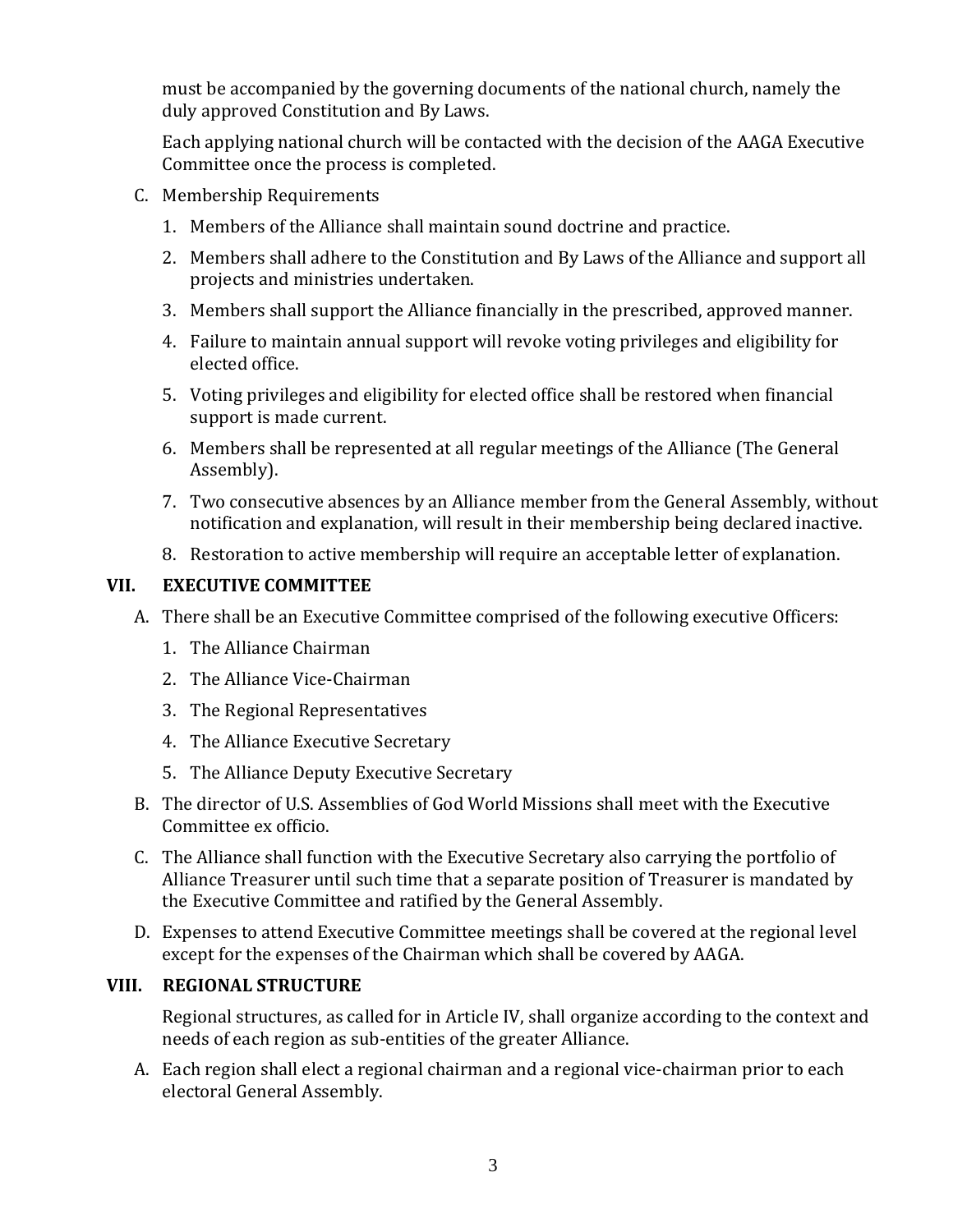must be accompanied by the governing documents of the national church, namely the duly approved Constitution and By Laws.

Each applying national church will be contacted with the decision of the AAGA Executive Committee once the process is completed.

C. Membership Requirements

1. Members of the Alliance shall maintain sound doctrine and practice.
2. Members shall adhere to the Constitution and By Laws of the Alliance and support all projects and ministries undertaken.
3. Members shall support the Alliance financially in the prescribed, approved manner.
4. Failure to maintain annual support will revoke voting privileges and eligibility for elected office.
5. Voting privileges and eligibility for elected office shall be restored when financial support is made current.
6. Members shall be represented at all regular meetings of the Alliance (The General Assembly).
7. Two consecutive absences by an Alliance member from the General Assembly, without notification and explanation, will result in their membership being declared inactive.
8. Restoration to active membership will require an acceptable letter of explanation.

## VII. EXECUTIVE COMMITTEE

A. There shall be an Executive Committee comprised of the following executive Officers:

1. The Alliance Chairman
2. The Alliance Vice-Chairman
3. The Regional Representatives
4. The Alliance Executive Secretary
5. The Alliance Deputy Executive Secretary

B. The director of U.S. Assemblies of God World Missions shall meet with the Executive Committee ex officio.

C. The Alliance shall function with the Executive Secretary also carrying the portfolio of Alliance Treasurer until such time that a separate position of Treasurer is mandated by the Executive Committee and ratified by the General Assembly.

D. Expenses to attend Executive Committee meetings shall be covered at the regional level except for the expenses of the Chairman which shall be covered by AAGA.

## VIII. REGIONAL STRUCTURE

Regional structures, as called for in Article IV, shall organize according to the context and needs of each region as sub-entities of the greater Alliance.

A. Each region shall elect a regional chairman and a regional vice-chairman prior to each electoral General Assembly.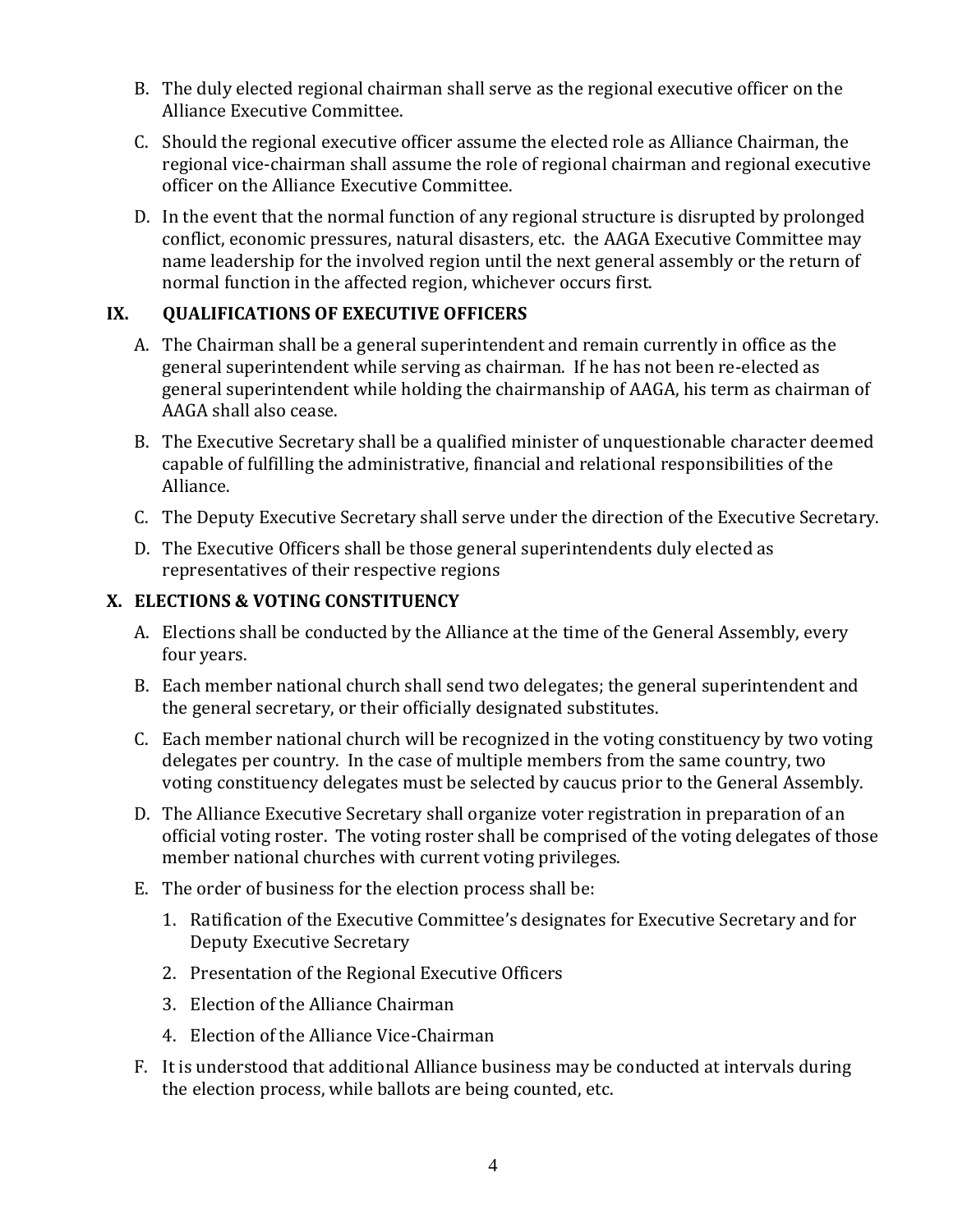B. The duly elected regional chairman shall serve as the regional executive officer on the Alliance Executive Committee.

C. Should the regional executive officer assume the elected role as Alliance Chairman, the regional vice-chairman shall assume the role of regional chairman and regional executive officer on the Alliance Executive Committee.

D. In the event that the normal function of any regional structure is disrupted by prolonged conflict, economic pressures, natural disasters, etc. the AAGA Executive Committee may name leadership for the involved region until the next general assembly or the return of normal function in the affected region, whichever occurs first.

## IX. QUALIFICATIONS OF EXECUTIVE OFFICERS

A. The Chairman shall be a general superintendent and remain currently in office as the general superintendent while serving as chairman. If he has not been re-elected as general superintendent while holding the chairmanship of AAGA, his term as chairman of AAGA shall also cease.

B. The Executive Secretary shall be a qualified minister of unquestionable character deemed capable of fulfilling the administrative, financial and relational responsibilities of the Alliance.

C. The Deputy Executive Secretary shall serve under the direction of the Executive Secretary.

D. The Executive Officers shall be those general superintendents duly elected as representatives of their respective regions

## X. ELECTIONS & VOTING CONSTITUENCY

A. Elections shall be conducted by the Alliance at the time of the General Assembly, every four years.

B. Each member national church shall send two delegates; the general superintendent and the general secretary, or their officially designated substitutes.

C. Each member national church will be recognized in the voting constituency by two voting delegates per country. In the case of multiple members from the same country, two voting constituency delegates must be selected by caucus prior to the General Assembly.

D. The Alliance Executive Secretary shall organize voter registration in preparation of an official voting roster. The voting roster shall be comprised of the voting delegates of those member national churches with current voting privileges.

E. The order of business for the election process shall be:

1. Ratification of the Executive Committee's designates for Executive Secretary and for Deputy Executive Secretary
2. Presentation of the Regional Executive Officers
3. Election of the Alliance Chairman
4. Election of the Alliance Vice-Chairman

F. It is understood that additional Alliance business may be conducted at intervals during the election process, while ballots are being counted, etc.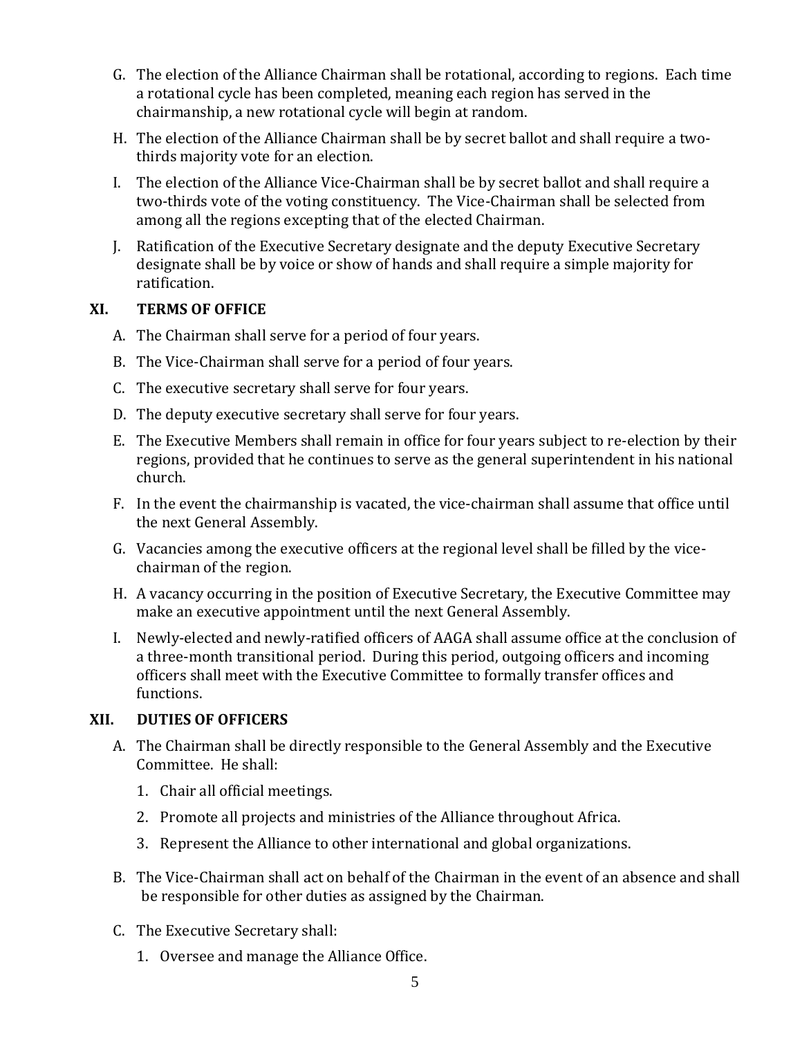G. The election of the Alliance Chairman shall be rotational, according to regions. Each time a rotational cycle has been completed, meaning each region has served in the chairmanship, a new rotational cycle will begin at random.

H. The election of the Alliance Chairman shall be by secret ballot and shall require a two-thirds majority vote for an election.

I. The election of the Alliance Vice-Chairman shall be by secret ballot and shall require a two-thirds vote of the voting constituency. The Vice-Chairman shall be selected from among all the regions excepting that of the elected Chairman.

J. Ratification of the Executive Secretary designate and the deputy Executive Secretary designate shall be by voice or show of hands and shall require a simple majority for ratification.

## XI. TERMS OF OFFICE

A. The Chairman shall serve for a period of four years.

B. The Vice-Chairman shall serve for a period of four years.

C. The executive secretary shall serve for four years.

D. The deputy executive secretary shall serve for four years.

E. The Executive Members shall remain in office for four years subject to re-election by their regions, provided that he continues to serve as the general superintendent in his national church.

F. In the event the chairmanship is vacated, the vice-chairman shall assume that office until the next General Assembly.

G. Vacancies among the executive officers at the regional level shall be filled by the vice-chairman of the region.

H. A vacancy occurring in the position of Executive Secretary, the Executive Committee may make an executive appointment until the next General Assembly.

I. Newly-elected and newly-ratified officers of AAGA shall assume office at the conclusion of a three-month transitional period. During this period, outgoing officers and incoming officers shall meet with the Executive Committee to formally transfer offices and functions.

## XII. DUTIES OF OFFICERS

A. The Chairman shall be directly responsible to the General Assembly and the Executive Committee. He shall:

1. Chair all official meetings.
2. Promote all projects and ministries of the Alliance throughout Africa.
3. Represent the Alliance to other international and global organizations.

B. The Vice-Chairman shall act on behalf of the Chairman in the event of an absence and shall be responsible for other duties as assigned by the Chairman.

C. The Executive Secretary shall:

1. Oversee and manage the Alliance Office.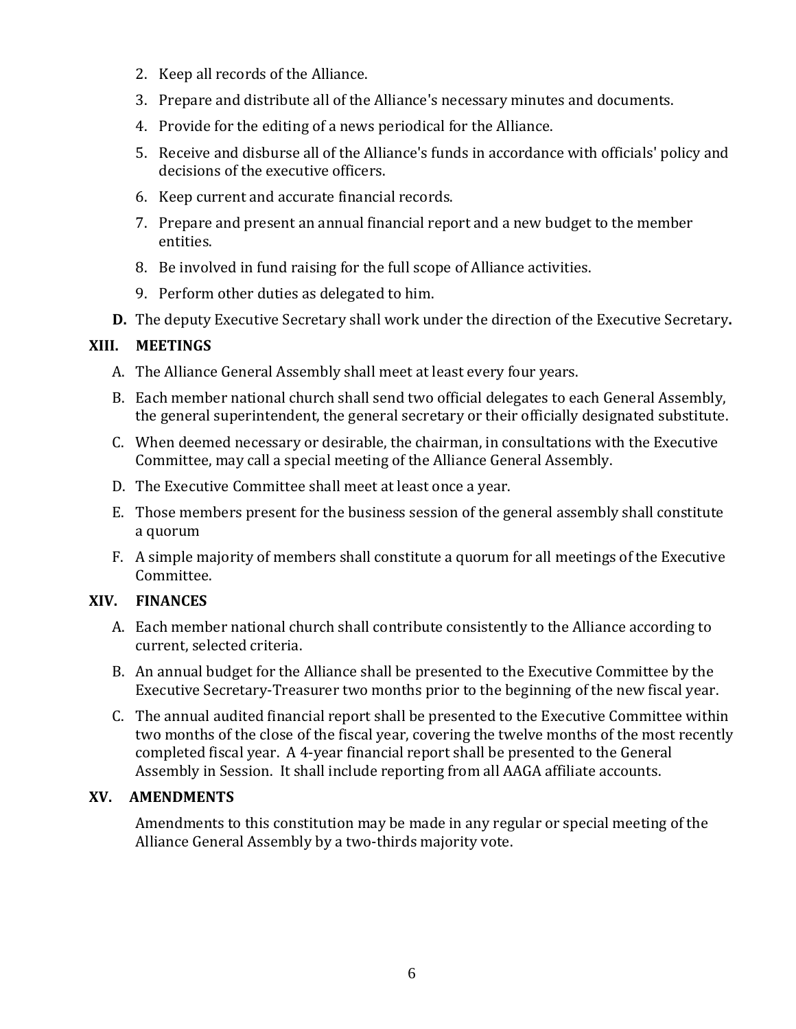2. Keep all records of the Alliance.
3. Prepare and distribute all of the Alliance's necessary minutes and documents.
4. Provide for the editing of a news periodical for the Alliance.
5. Receive and disburse all of the Alliance's funds in accordance with officials' policy and decisions of the executive officers.
6. Keep current and accurate financial records.
7. Prepare and present an annual financial report and a new budget to the member entities.
8. Be involved in fund raising for the full scope of Alliance activities.
9. Perform other duties as delegated to him.

**D.** The deputy Executive Secretary shall work under the direction of the Executive Secretary**.**

## XIII. MEETINGS

A. The Alliance General Assembly shall meet at least every four years.

B. Each member national church shall send two official delegates to each General Assembly, the general superintendent, the general secretary or their officially designated substitute.

C. When deemed necessary or desirable, the chairman, in consultations with the Executive Committee, may call a special meeting of the Alliance General Assembly.

D. The Executive Committee shall meet at least once a year.

E. Those members present for the business session of the general assembly shall constitute a quorum

F. A simple majority of members shall constitute a quorum for all meetings of the Executive Committee.

## XIV. FINANCES

A. Each member national church shall contribute consistently to the Alliance according to current, selected criteria.

B. An annual budget for the Alliance shall be presented to the Executive Committee by the Executive Secretary-Treasurer two months prior to the beginning of the new fiscal year.

C. The annual audited financial report shall be presented to the Executive Committee within two months of the close of the fiscal year, covering the twelve months of the most recently completed fiscal year. A 4-year financial report shall be presented to the General Assembly in Session. It shall include reporting from all AAGA affiliate accounts.

## XV. AMENDMENTS

Amendments to this constitution may be made in any regular or special meeting of the Alliance General Assembly by a two-thirds majority vote.